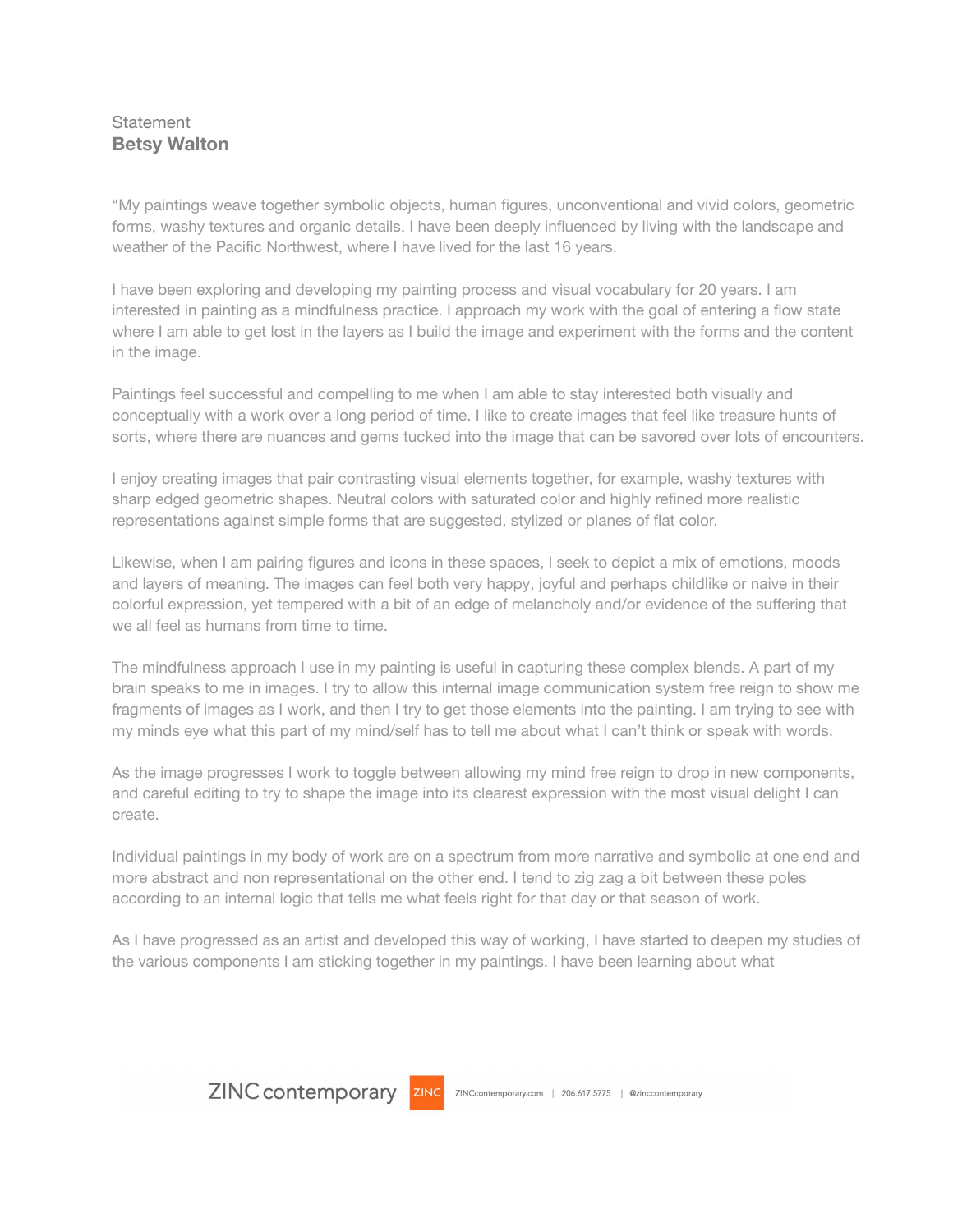Statement
**Betsy Walton**

“My paintings weave together symbolic objects, human figures, unconventional and vivid colors, geometric forms, washy textures and organic details. I have been deeply influenced by living with the landscape and weather of the Pacific Northwest, where I have lived for the last 16 years.

I have been exploring and developing my painting process and visual vocabulary for 20 years. I am interested in painting as a mindfulness practice. I approach my work with the goal of entering a flow state where I am able to get lost in the layers as I build the image and experiment with the forms and the content in the image.

Paintings feel successful and compelling to me when I am able to stay interested both visually and conceptually with a work over a long period of time. I like to create images that feel like treasure hunts of sorts, where there are nuances and gems tucked into the image that can be savored over lots of encounters.

I enjoy creating images that pair contrasting visual elements together, for example, washy textures with sharp edged geometric shapes. Neutral colors with saturated color and highly refined more realistic representations against simple forms that are suggested, stylized or planes of flat color.

Likewise, when I am pairing figures and icons in these spaces, I seek to depict a mix of emotions, moods and layers of meaning. The images can feel both very happy, joyful and perhaps childlike or naive in their colorful expression, yet tempered with a bit of an edge of melancholy and/or evidence of the suffering that we all feel as humans from time to time.

The mindfulness approach I use in my painting is useful in capturing these complex blends. A part of my brain speaks to me in images. I try to allow this internal image communication system free reign to show me fragments of images as I work, and then I try to get those elements into the painting. I am trying to see with my minds eye what this part of my mind/self has to tell me about what I can’t think or speak with words.

As the image progresses I work to toggle between allowing my mind free reign to drop in new components, and careful editing to try to shape the image into its clearest expression with the most visual delight I can create.

Individual paintings in my body of work are on a spectrum from more narrative and symbolic at one end and more abstract and non representational on the other end. I tend to zig zag a bit between these poles according to an internal logic that tells me what feels right for that day or that season of work.

As I have progressed as an artist and developed this way of working, I have started to deepen my studies of the various components I am sticking together in my paintings. I have been learning about what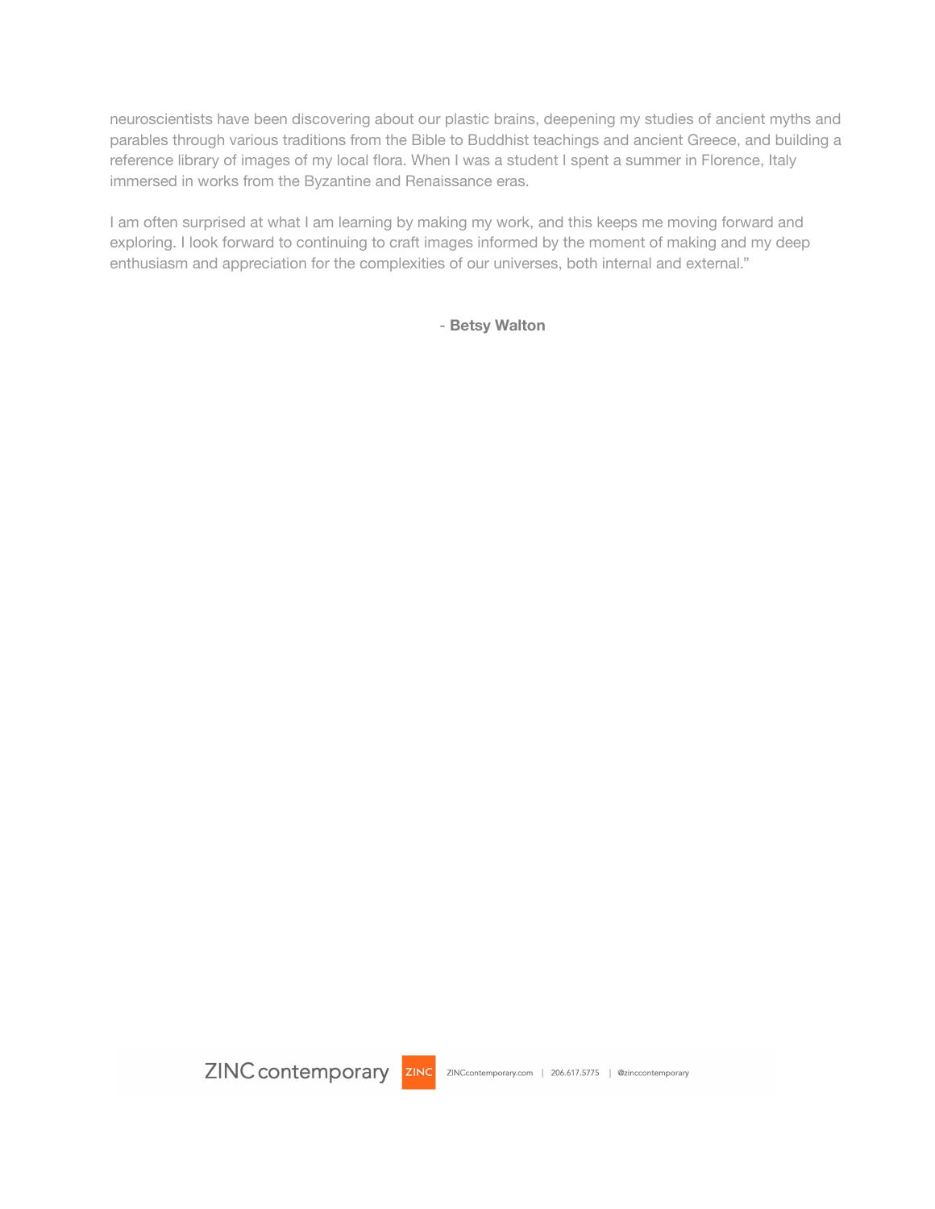neuroscientists have been discovering about our plastic brains, deepening my studies of ancient myths and parables through various traditions from the Bible to Buddhist teachings and ancient Greece, and building a reference library of images of my local flora. When I was a student I spent a summer in Florence, Italy immersed in works from the Byzantine and Renaissance eras.

I am often surprised at what I am learning by making my work, and this keeps me moving forward and exploring. I look forward to continuing to craft images informed by the moment of making and my deep enthusiasm and appreciation for the complexities of our universes, both internal and external."

- **Betsy Walton**